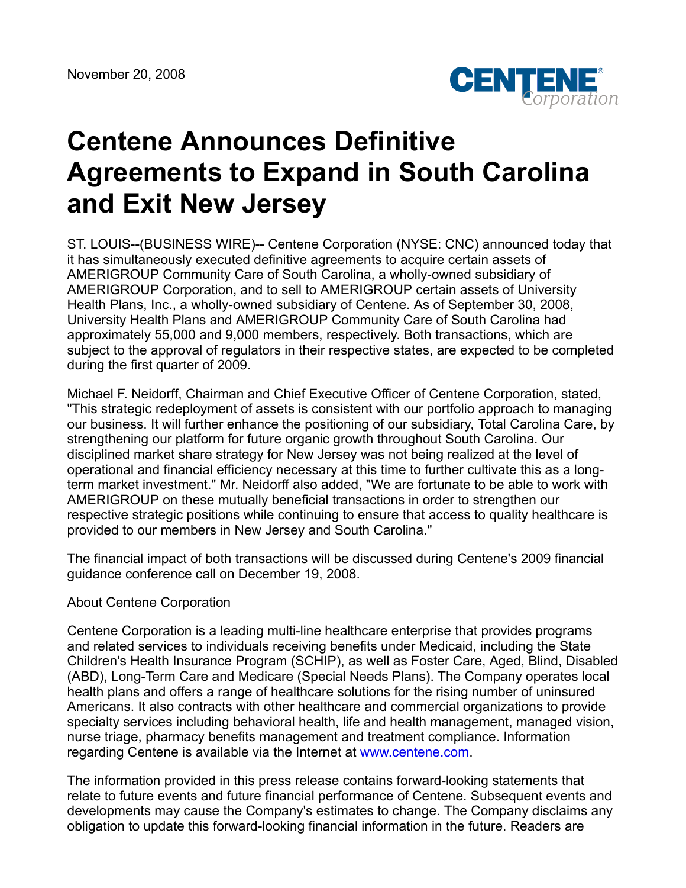November 20, 2008

# Centene Announces Definitive Agreements to Expand in South Carolina and Exit New Jersey

ST. LOUIS--(BUSINESS WIRE)-- Centene Corporation (NYSE: CNC) announced today that it has simultaneously executed definitive agreements to acquire certain assets of AMERIGROUP Community Care of South Carolina, a wholly-owned subsidiary of AMERIGROUP Corporation, and to sell to AMERIGROUP certain assets of University Health Plans, Inc., a wholly-owned subsidiary of Centene. As of September 30, 2008, University Health Plans and AMERIGROUP Community Care of South Carolina had approximately 55,000 and 9,000 members, respectively. Both transactions, which are subject to the approval of regulators in their respective states, are expected to be completed during the first quarter of 2009.

Michael F. Neidorff, Chairman and Chief Executive Officer of Centene Corporation, stated, "This strategic redeployment of assets is consistent with our portfolio approach to managing our business. It will further enhance the positioning of our subsidiary, Total Carolina Care, by strengthening our platform for future organic growth throughout South Carolina. Our disciplined market share strategy for New Jersey was not being realized at the level of operational and financial efficiency necessary at this time to further cultivate this as a long-term market investment." Mr. Neidorff also added, "We are fortunate to be able to work with AMERIGROUP on these mutually beneficial transactions in order to strengthen our respective strategic positions while continuing to ensure that access to quality healthcare is provided to our members in New Jersey and South Carolina."

The financial impact of both transactions will be discussed during Centene's 2009 financial guidance conference call on December 19, 2008.

About Centene Corporation

Centene Corporation is a leading multi-line healthcare enterprise that provides programs and related services to individuals receiving benefits under Medicaid, including the State Children's Health Insurance Program (SCHIP), as well as Foster Care, Aged, Blind, Disabled (ABD), Long-Term Care and Medicare (Special Needs Plans). The Company operates local health plans and offers a range of healthcare solutions for the rising number of uninsured Americans. It also contracts with other healthcare and commercial organizations to provide specialty services including behavioral health, life and health management, managed vision, nurse triage, pharmacy benefits management and treatment compliance. Information regarding Centene is available via the Internet at [www.centene.com](http://www.centene.com).

The information provided in this press release contains forward-looking statements that relate to future events and future financial performance of Centene. Subsequent events and developments may cause the Company's estimates to change. The Company disclaims any obligation to update this forward-looking financial information in the future. Readers are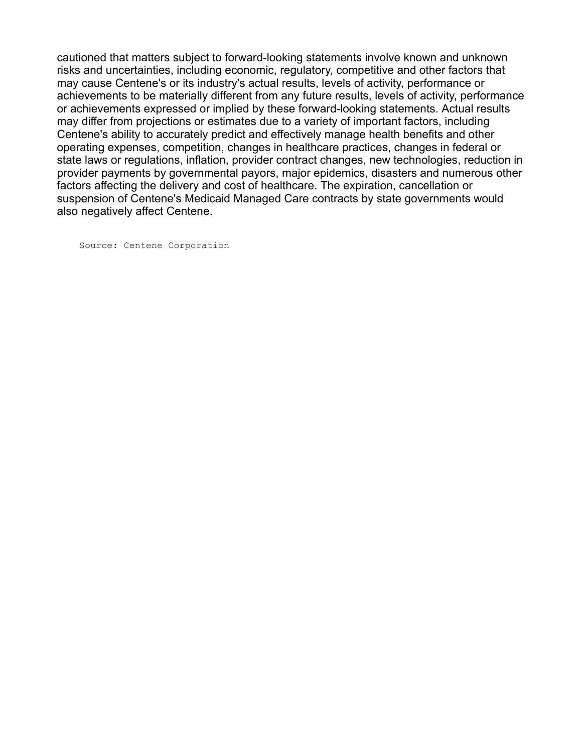cautioned that matters subject to forward-looking statements involve known and unknown risks and uncertainties, including economic, regulatory, competitive and other factors that may cause Centene's or its industry's actual results, levels of activity, performance or achievements to be materially different from any future results, levels of activity, performance or achievements expressed or implied by these forward-looking statements. Actual results may differ from projections or estimates due to a variety of important factors, including Centene's ability to accurately predict and effectively manage health benefits and other operating expenses, competition, changes in healthcare practices, changes in federal or state laws or regulations, inflation, provider contract changes, new technologies, reduction in provider payments by governmental payors, major epidemics, disasters and numerous other factors affecting the delivery and cost of healthcare. The expiration, cancellation or suspension of Centene's Medicaid Managed Care contracts by state governments would also negatively affect Centene.

Source: Centene Corporation